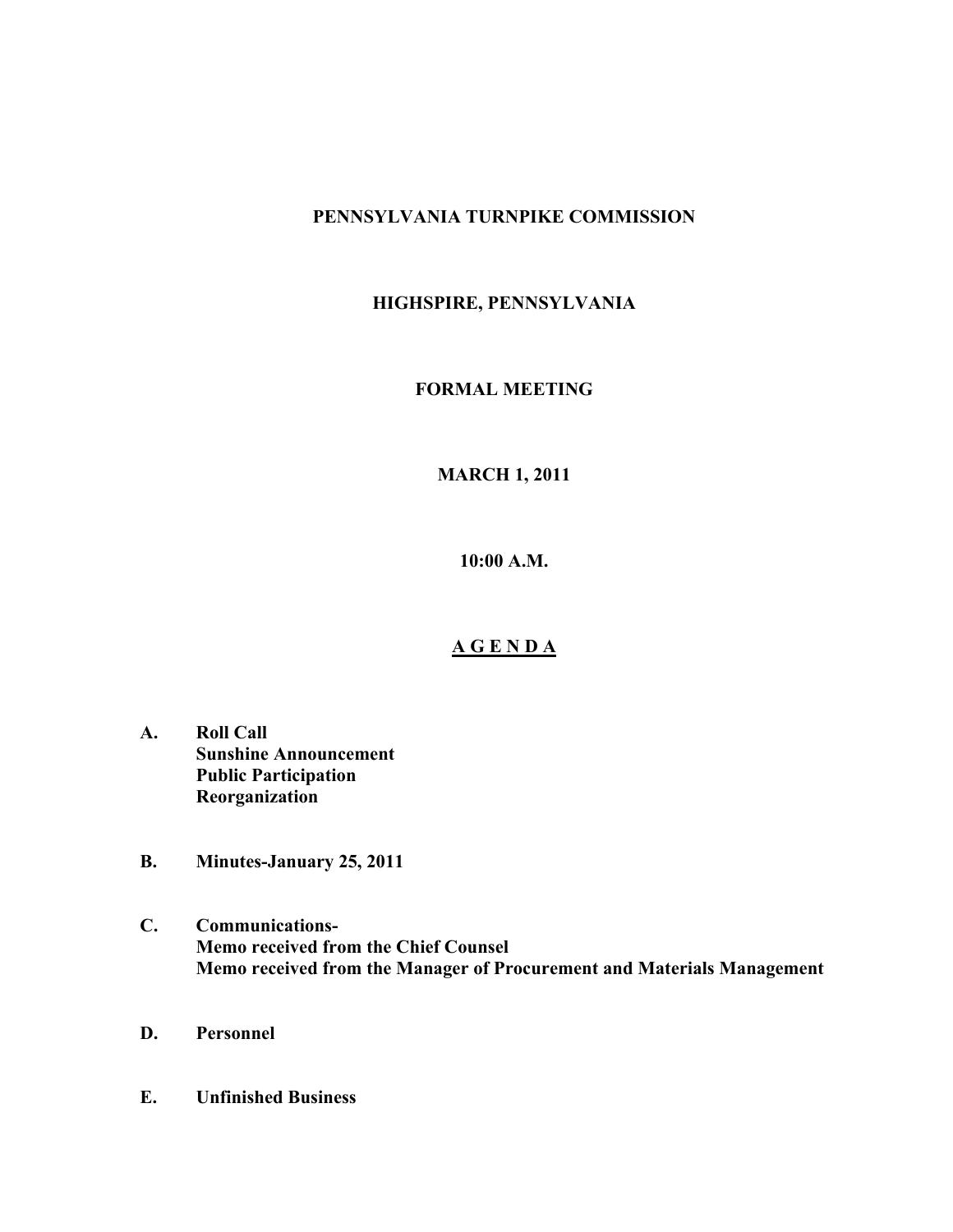# PENNSYLVANIA TURNPIKE COMMISSION

## HIGHSPIRE, PENNSYLVANIA

## FORMAL MEETING

## MARCH 1, 2011

## 10:00 A.M.

## A G E N D A

**A. Roll Call**
**Sunshine Announcement**
**Public Participation**
**Reorganization**

**B. Minutes-January 25, 2011**

**C. Communications-**
**Memo received from the Chief Counsel**
**Memo received from the Manager of Procurement and Materials Management**

**D. Personnel**

**E. Unfinished Business**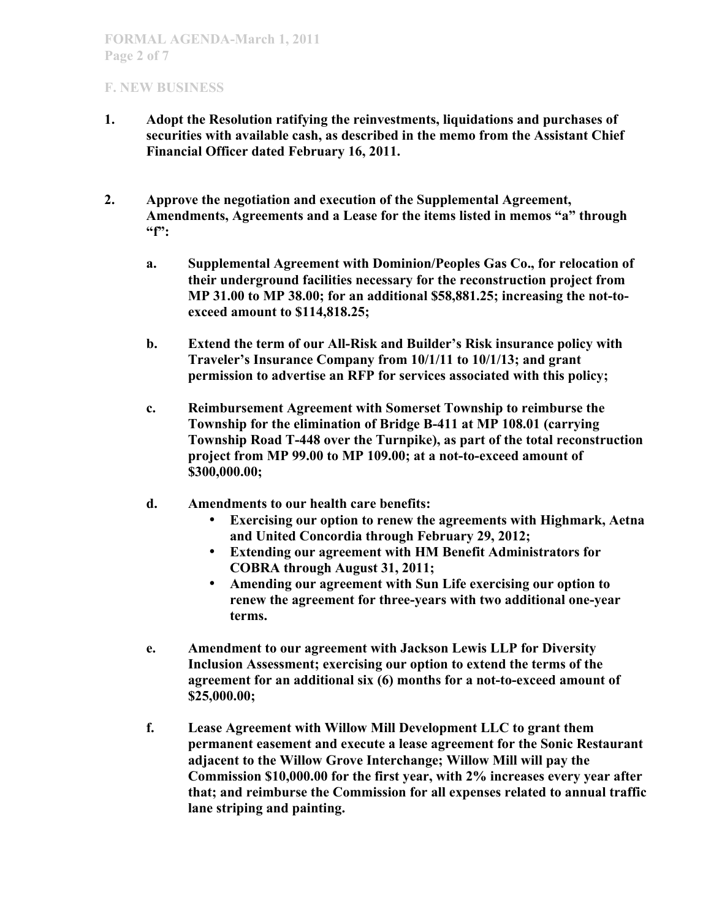## F. NEW BUSINESS

1. **Adopt the Resolution ratifying the reinvestments, liquidations and purchases of securities with available cash, as described in the memo from the Assistant Chief Financial Officer dated February 16, 2011.**

2. **Approve the negotiation and execution of the Supplemental Agreement, Amendments, Agreements and a Lease for the items listed in memos "a" through "f":**

   a. **Supplemental Agreement with Dominion/Peoples Gas Co., for relocation of their underground facilities necessary for the reconstruction project from MP 31.00 to MP 38.00; for an additional $58,881.25; increasing the not-to-exceed amount to $114,818.25;**

   b. **Extend the term of our All-Risk and Builder's Risk insurance policy with Traveler's Insurance Company from 10/1/11 to 10/1/13; and grant permission to advertise an RFP for services associated with this policy;**

   c. **Reimbursement Agreement with Somerset Township to reimburse the Township for the elimination of Bridge B-411 at MP 108.01 (carrying Township Road T-448 over the Turnpike), as part of the total reconstruction project from MP 99.00 to MP 109.00; at a not-to-exceed amount of $300,000.00;**

   d. **Amendments to our health care benefits:**
      - **Exercising our option to renew the agreements with Highmark, Aetna and United Concordia through February 29, 2012;**
      - **Extending our agreement with HM Benefit Administrators for COBRA through August 31, 2011;**
      - **Amending our agreement with Sun Life exercising our option to renew the agreement for three-years with two additional one-year terms.**

   e. **Amendment to our agreement with Jackson Lewis LLP for Diversity Inclusion Assessment; exercising our option to extend the terms of the agreement for an additional six (6) months for a not-to-exceed amount of $25,000.00;**

   f. **Lease Agreement with Willow Mill Development LLC to grant them permanent easement and execute a lease agreement for the Sonic Restaurant adjacent to the Willow Grove Interchange; Willow Mill will pay the Commission $10,000.00 for the first year, with 2% increases every year after that; and reimburse the Commission for all expenses related to annual traffic lane striping and painting.**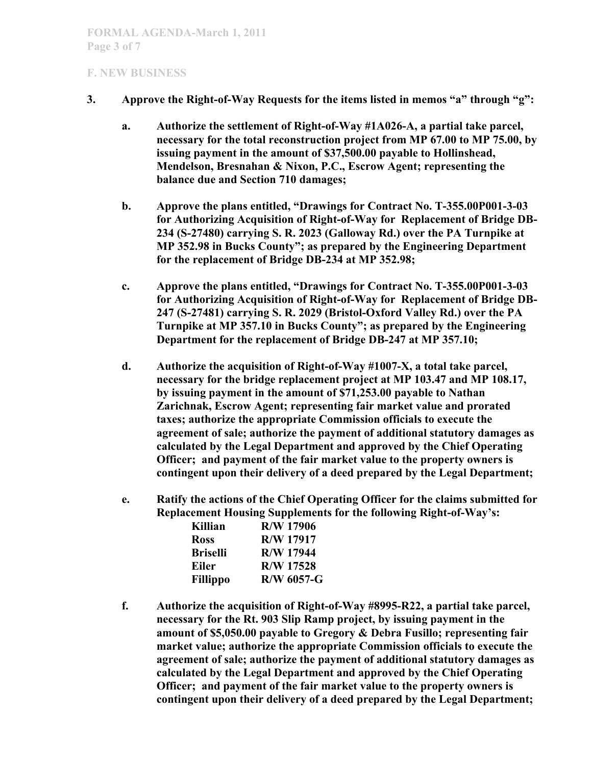## F. NEW BUSINESS

3. **Approve the Right-of-Way Requests for the items listed in memos "a" through "g":**

   a. **Authorize the settlement of Right-of-Way #1A026-A, a partial take parcel, necessary for the total reconstruction project from MP 67.00 to MP 75.00, by issuing payment in the amount of $37,500.00 payable to Hollinshead, Mendelson, Bresnahan & Nixon, P.C., Escrow Agent; representing the balance due and Section 710 damages;**

   b. **Approve the plans entitled, "Drawings for Contract No. T-355.00P001-3-03 for Authorizing Acquisition of Right-of-Way for Replacement of Bridge DB-234 (S-27480) carrying S. R. 2023 (Galloway Rd.) over the PA Turnpike at MP 352.98 in Bucks County"; as prepared by the Engineering Department for the replacement of Bridge DB-234 at MP 352.98;**

   c. **Approve the plans entitled, "Drawings for Contract No. T-355.00P001-3-03 for Authorizing Acquisition of Right-of-Way for Replacement of Bridge DB-247 (S-27481) carrying S. R. 2029 (Bristol-Oxford Valley Rd.) over the PA Turnpike at MP 357.10 in Bucks County"; as prepared by the Engineering Department for the replacement of Bridge DB-247 at MP 357.10;**

   d. **Authorize the acquisition of Right-of-Way #1007-X, a total take parcel, necessary for the bridge replacement project at MP 103.47 and MP 108.17, by issuing payment in the amount of $71,253.00 payable to Nathan Zarichnak, Escrow Agent; representing fair market value and prorated taxes; authorize the appropriate Commission officials to execute the agreement of sale; authorize the payment of additional statutory damages as calculated by the Legal Department and approved by the Chief Operating Officer; and payment of the fair market value to the property owners is contingent upon their delivery of a deed prepared by the Legal Department;**

   e. **Ratify the actions of the Chief Operating Officer for the claims submitted for Replacement Housing Supplements for the following Right-of-Way's:**

      | | |
      |---|---|
      | **Killian** | **R/W 17906** |
      | **Ross** | **R/W 17917** |
      | **Briselli** | **R/W 17944** |
      | **Eiler** | **R/W 17528** |
      | **Fillippo** | **R/W 6057-G** |

   f. **Authorize the acquisition of Right-of-Way #8995-R22, a partial take parcel, necessary for the Rt. 903 Slip Ramp project, by issuing payment in the amount of $5,050.00 payable to Gregory & Debra Fusillo; representing fair market value; authorize the appropriate Commission officials to execute the agreement of sale; authorize the payment of additional statutory damages as calculated by the Legal Department and approved by the Chief Operating Officer; and payment of the fair market value to the property owners is contingent upon their delivery of a deed prepared by the Legal Department;**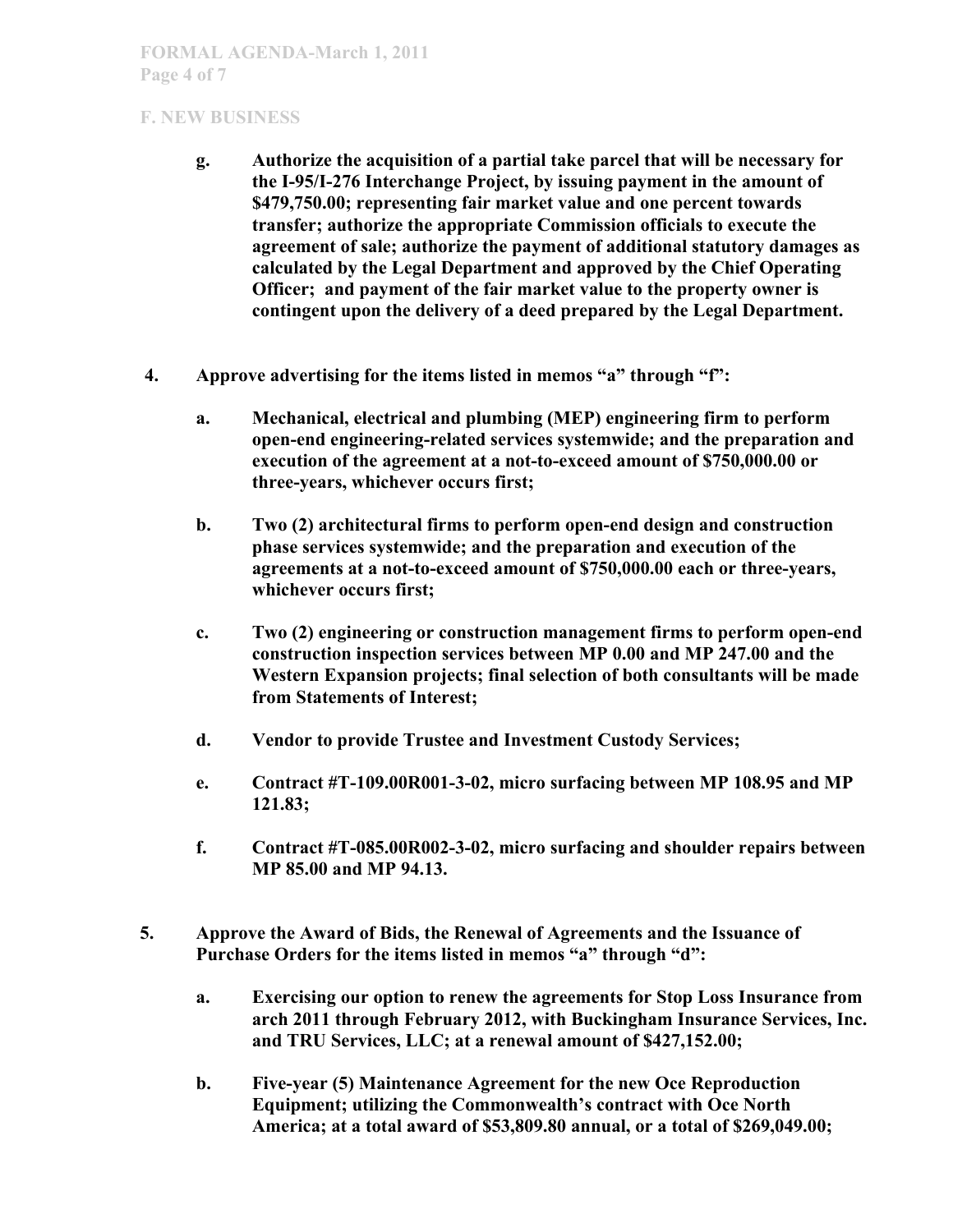## F. NEW BUSINESS

**g. Authorize the acquisition of a partial take parcel that will be necessary for the I-95/I-276 Interchange Project, by issuing payment in the amount of $479,750.00; representing fair market value and one percent towards transfer; authorize the appropriate Commission officials to execute the agreement of sale; authorize the payment of additional statutory damages as calculated by the Legal Department and approved by the Chief Operating Officer; and payment of the fair market value to the property owner is contingent upon the delivery of a deed prepared by the Legal Department.**

**4. Approve advertising for the items listed in memos "a" through "f":**

**a. Mechanical, electrical and plumbing (MEP) engineering firm to perform open-end engineering-related services systemwide; and the preparation and execution of the agreement at a not-to-exceed amount of $750,000.00 or three-years, whichever occurs first;**

**b. Two (2) architectural firms to perform open-end design and construction phase services systemwide; and the preparation and execution of the agreements at a not-to-exceed amount of $750,000.00 each or three-years, whichever occurs first;**

**c. Two (2) engineering or construction management firms to perform open-end construction inspection services between MP 0.00 and MP 247.00 and the Western Expansion projects; final selection of both consultants will be made from Statements of Interest;**

**d. Vendor to provide Trustee and Investment Custody Services;**

**e. Contract #T-109.00R001-3-02, micro surfacing between MP 108.95 and MP 121.83;**

**f. Contract #T-085.00R002-3-02, micro surfacing and shoulder repairs between MP 85.00 and MP 94.13.**

**5. Approve the Award of Bids, the Renewal of Agreements and the Issuance of Purchase Orders for the items listed in memos "a" through "d":**

**a. Exercising our option to renew the agreements for Stop Loss Insurance from arch 2011 through February 2012, with Buckingham Insurance Services, Inc. and TRU Services, LLC; at a renewal amount of $427,152.00;**

**b. Five-year (5) Maintenance Agreement for the new Oce Reproduction Equipment; utilizing the Commonwealth's contract with Oce North America; at a total award of $53,809.80 annual, or a total of $269,049.00;**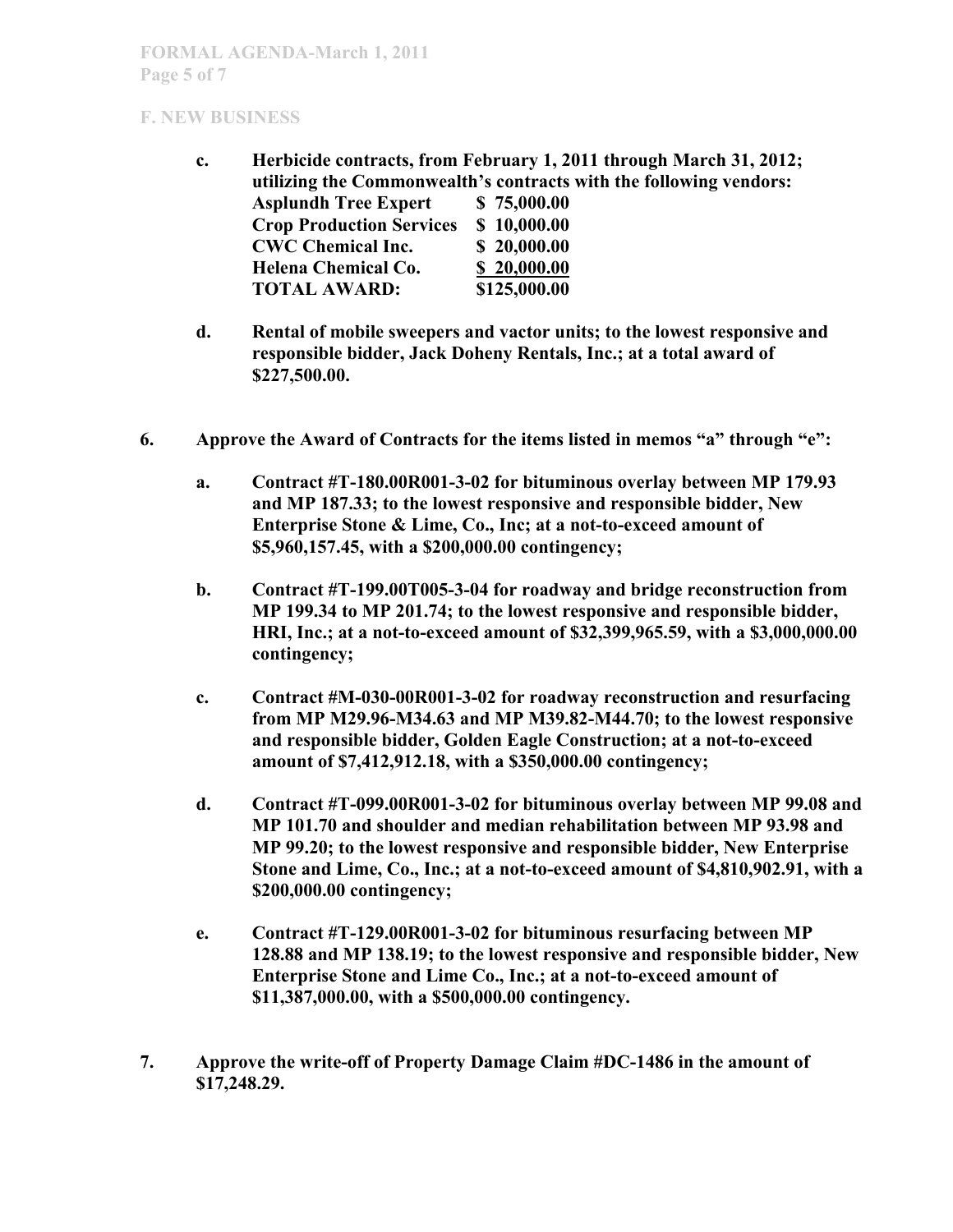## F. NEW BUSINESS

c. **Herbicide contracts, from February 1, 2011 through March 31, 2012; utilizing the Commonwealth's contracts with the following vendors:**

| | |
|---|---|
| **Asplundh Tree Expert** | **$ 75,000.00** |
| **Crop Production Services** | **$ 10,000.00** |
| **CWC Chemical Inc.** | **$ 20,000.00** |
| **Helena Chemical Co.** | **$ 20,000.00** |
| **TOTAL AWARD:** | **$125,000.00** |

d. **Rental of mobile sweepers and vactor units; to the lowest responsive and responsible bidder, Jack Doheny Rentals, Inc.; at a total award of $227,500.00.**

6. **Approve the Award of Contracts for the items listed in memos "a" through "e":**

   a. **Contract #T-180.00R001-3-02 for bituminous overlay between MP 179.93 and MP 187.33; to the lowest responsive and responsible bidder, New Enterprise Stone & Lime, Co., Inc; at a not-to-exceed amount of $5,960,157.45, with a $200,000.00 contingency;**

   b. **Contract #T-199.00T005-3-04 for roadway and bridge reconstruction from MP 199.34 to MP 201.74; to the lowest responsive and responsible bidder, HRI, Inc.; at a not-to-exceed amount of $32,399,965.59, with a $3,000,000.00 contingency;**

   c. **Contract #M-030-00R001-3-02 for roadway reconstruction and resurfacing from MP M29.96-M34.63 and MP M39.82-M44.70; to the lowest responsive and responsible bidder, Golden Eagle Construction; at a not-to-exceed amount of $7,412,912.18, with a $350,000.00 contingency;**

   d. **Contract #T-099.00R001-3-02 for bituminous overlay between MP 99.08 and MP 101.70 and shoulder and median rehabilitation between MP 93.98 and MP 99.20; to the lowest responsive and responsible bidder, New Enterprise Stone and Lime, Co., Inc.; at a not-to-exceed amount of $4,810,902.91, with a $200,000.00 contingency;**

   e. **Contract #T-129.00R001-3-02 for bituminous resurfacing between MP 128.88 and MP 138.19; to the lowest responsive and responsible bidder, New Enterprise Stone and Lime Co., Inc.; at a not-to-exceed amount of $11,387,000.00, with a $500,000.00 contingency.**

7. **Approve the write-off of Property Damage Claim #DC-1486 in the amount of $17,248.29.**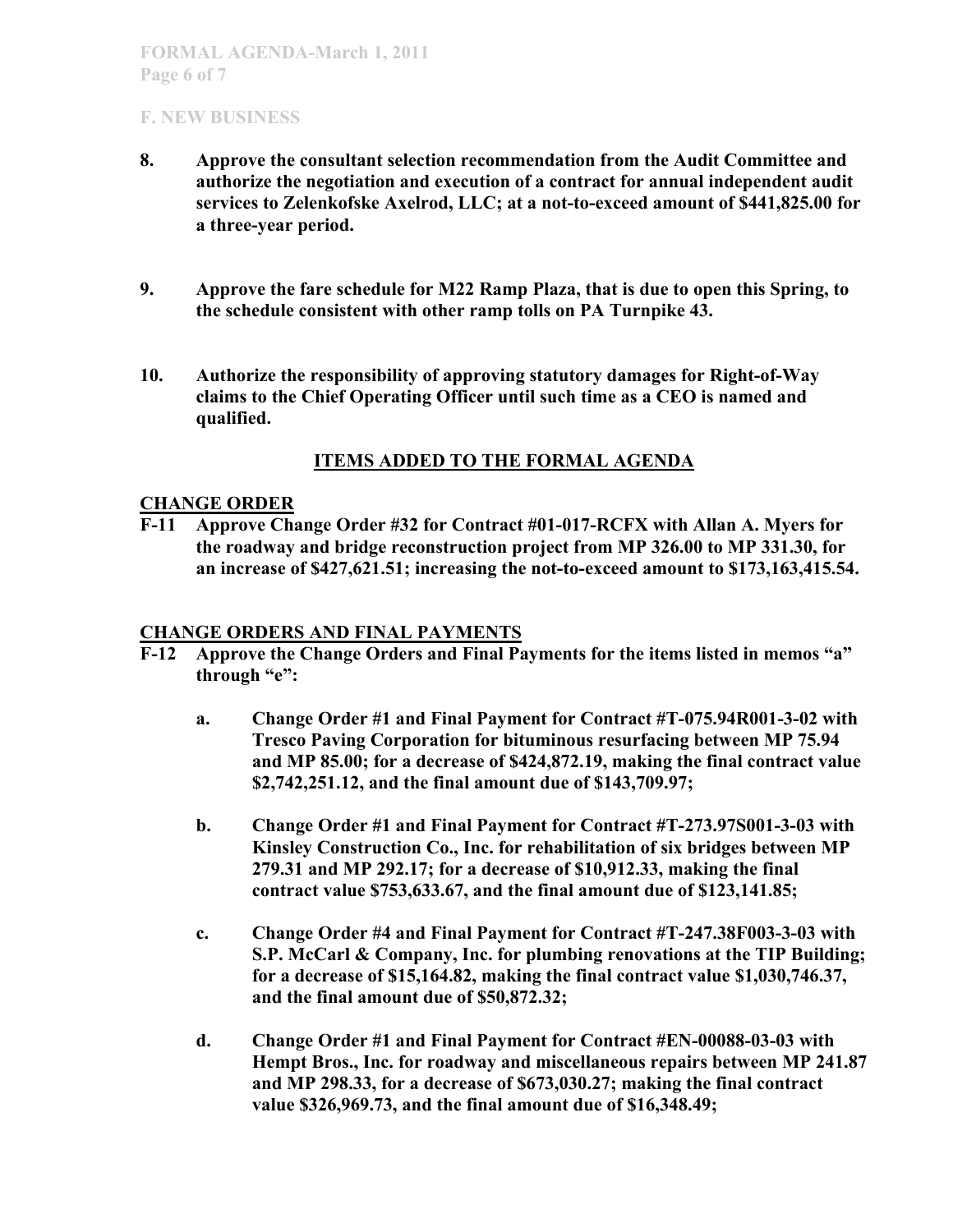## F. NEW BUSINESS

**8. Approve the consultant selection recommendation from the Audit Committee and authorize the negotiation and execution of a contract for annual independent audit services to Zelenkofske Axelrod, LLC; at a not-to-exceed amount of $441,825.00 for a three-year period.**

**9. Approve the fare schedule for M22 Ramp Plaza, that is due to open this Spring, to the schedule consistent with other ramp tolls on PA Turnpike 43.**

**10. Authorize the responsibility of approving statutory damages for Right-of-Way claims to the Chief Operating Officer until such time as a CEO is named and qualified.**

## ITEMS ADDED TO THE FORMAL AGENDA

### CHANGE ORDER

**F-11 Approve Change Order #32 for Contract #01-017-RCFX with Allan A. Myers for the roadway and bridge reconstruction project from MP 326.00 to MP 331.30, for an increase of $427,621.51; increasing the not-to-exceed amount to $173,163,415.54.**

### CHANGE ORDERS AND FINAL PAYMENTS

**F-12 Approve the Change Orders and Final Payments for the items listed in memos "a" through "e":**

- **a. Change Order #1 and Final Payment for Contract #T-075.94R001-3-02 with Tresco Paving Corporation for bituminous resurfacing between MP 75.94 and MP 85.00; for a decrease of $424,872.19, making the final contract value $2,742,251.12, and the final amount due of $143,709.97;**

- **b. Change Order #1 and Final Payment for Contract #T-273.97S001-3-03 with Kinsley Construction Co., Inc. for rehabilitation of six bridges between MP 279.31 and MP 292.17; for a decrease of $10,912.33, making the final contract value $753,633.67, and the final amount due of $123,141.85;**

- **c. Change Order #4 and Final Payment for Contract #T-247.38F003-3-03 with S.P. McCarl & Company, Inc. for plumbing renovations at the TIP Building; for a decrease of $15,164.82, making the final contract value $1,030,746.37, and the final amount due of $50,872.32;**

- **d. Change Order #1 and Final Payment for Contract #EN-00088-03-03 with Hempt Bros., Inc. for roadway and miscellaneous repairs between MP 241.87 and MP 298.33, for a decrease of $673,030.27; making the final contract value $326,969.73, and the final amount due of $16,348.49;**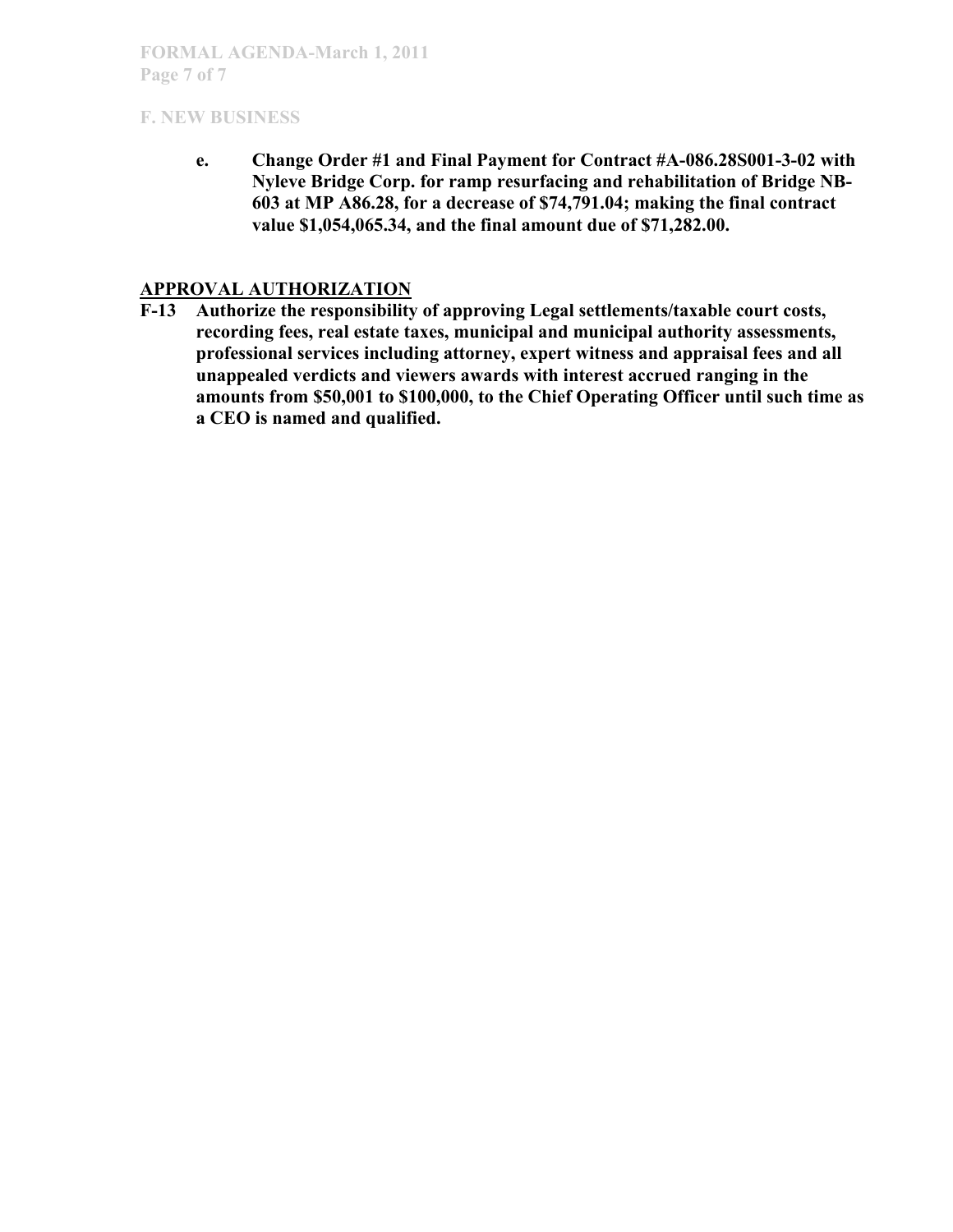## F. NEW BUSINESS

**e. Change Order #1 and Final Payment for Contract #A-086.28S001-3-02 with Nyleve Bridge Corp. for ramp resurfacing and rehabilitation of Bridge NB-603 at MP A86.28, for a decrease of $74,791.04; making the final contract value $1,054,065.34, and the final amount due of $71,282.00.**

## APPROVAL AUTHORIZATION

**F-13 Authorize the responsibility of approving Legal settlements/taxable court costs, recording fees, real estate taxes, municipal and municipal authority assessments, professional services including attorney, expert witness and appraisal fees and all unappealed verdicts and viewers awards with interest accrued ranging in the amounts from $50,001 to $100,000, to the Chief Operating Officer until such time as a CEO is named and qualified.**